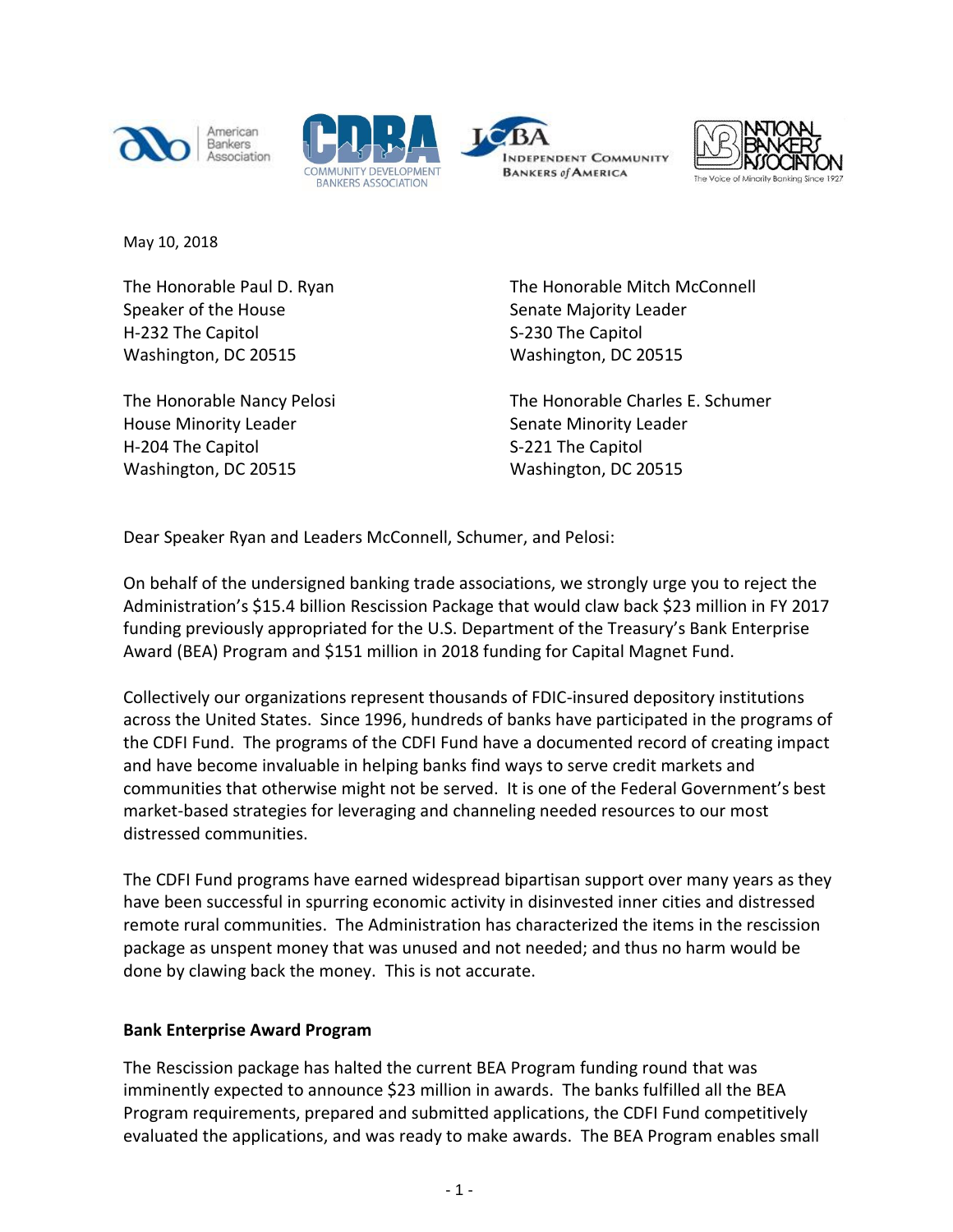American Bankers Association | CDBA Community Development Bankers Association | ICBA Independent Community Bankers of America | National Bankers Association – The Voice of Minority Banking Since 1927

May 10, 2018

The Honorable Paul D. Ryan
Speaker of the House
H-232 The Capitol
Washington, DC 20515

The Honorable Mitch McConnell
Senate Majority Leader
S-230 The Capitol
Washington, DC 20515

The Honorable Nancy Pelosi
House Minority Leader
H-204 The Capitol
Washington, DC 20515

The Honorable Charles E. Schumer
Senate Minority Leader
S-221 The Capitol
Washington, DC 20515

Dear Speaker Ryan and Leaders McConnell, Schumer, and Pelosi:

On behalf of the undersigned banking trade associations, we strongly urge you to reject the Administration's $15.4 billion Rescission Package that would claw back $23 million in FY 2017 funding previously appropriated for the U.S. Department of the Treasury's Bank Enterprise Award (BEA) Program and $151 million in 2018 funding for Capital Magnet Fund.

Collectively our organizations represent thousands of FDIC-insured depository institutions across the United States. Since 1996, hundreds of banks have participated in the programs of the CDFI Fund. The programs of the CDFI Fund have a documented record of creating impact and have become invaluable in helping banks find ways to serve credit markets and communities that otherwise might not be served. It is one of the Federal Government's best market-based strategies for leveraging and channeling needed resources to our most distressed communities.

The CDFI Fund programs have earned widespread bipartisan support over many years as they have been successful in spurring economic activity in disinvested inner cities and distressed remote rural communities. The Administration has characterized the items in the rescission package as unspent money that was unused and not needed; and thus no harm would be done by clawing back the money. This is not accurate.

**Bank Enterprise Award Program**

The Rescission package has halted the current BEA Program funding round that was imminently expected to announce $23 million in awards. The banks fulfilled all the BEA Program requirements, prepared and submitted applications, the CDFI Fund competitively evaluated the applications, and was ready to make awards. The BEA Program enables small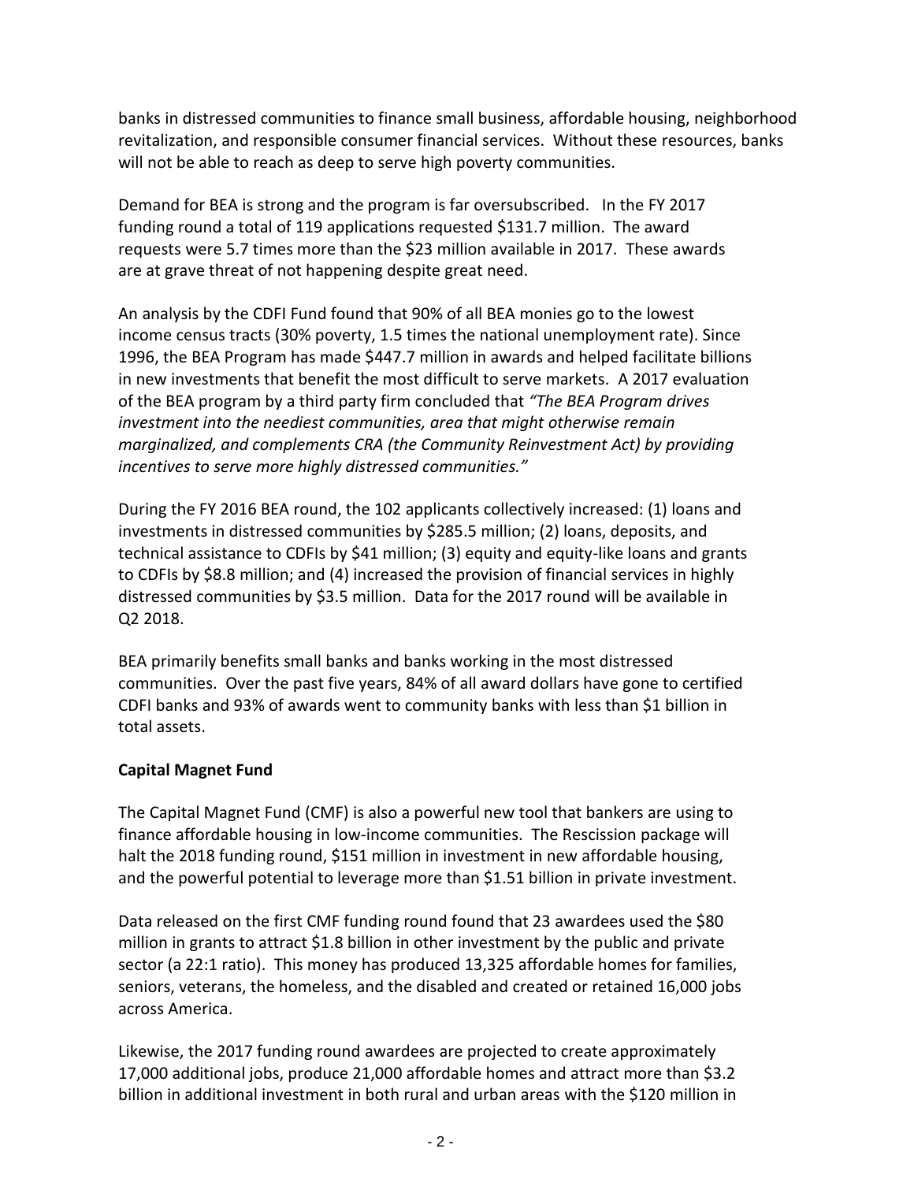banks in distressed communities to finance small business, affordable housing, neighborhood revitalization, and responsible consumer financial services. Without these resources, banks will not be able to reach as deep to serve high poverty communities.

Demand for BEA is strong and the program is far oversubscribed. In the FY 2017 funding round a total of 119 applications requested $131.7 million. The award requests were 5.7 times more than the $23 million available in 2017. These awards are at grave threat of not happening despite great need.

An analysis by the CDFI Fund found that 90% of all BEA monies go to the lowest income census tracts (30% poverty, 1.5 times the national unemployment rate). Since 1996, the BEA Program has made $447.7 million in awards and helped facilitate billions in new investments that benefit the most difficult to serve markets. A 2017 evaluation of the BEA program by a third party firm concluded that *"The BEA Program drives investment into the neediest communities, area that might otherwise remain marginalized, and complements CRA (the Community Reinvestment Act) by providing incentives to serve more highly distressed communities."*

During the FY 2016 BEA round, the 102 applicants collectively increased: (1) loans and investments in distressed communities by $285.5 million; (2) loans, deposits, and technical assistance to CDFIs by $41 million; (3) equity and equity-like loans and grants to CDFIs by $8.8 million; and (4) increased the provision of financial services in highly distressed communities by $3.5 million. Data for the 2017 round will be available in Q2 2018.

BEA primarily benefits small banks and banks working in the most distressed communities. Over the past five years, 84% of all award dollars have gone to certified CDFI banks and 93% of awards went to community banks with less than $1 billion in total assets.

**Capital Magnet Fund**

The Capital Magnet Fund (CMF) is also a powerful new tool that bankers are using to finance affordable housing in low-income communities. The Rescission package will halt the 2018 funding round, $151 million in investment in new affordable housing, and the powerful potential to leverage more than $1.51 billion in private investment.

Data released on the first CMF funding round found that 23 awardees used the $80 million in grants to attract $1.8 billion in other investment by the public and private sector (a 22:1 ratio). This money has produced 13,325 affordable homes for families, seniors, veterans, the homeless, and the disabled and created or retained 16,000 jobs across America.

Likewise, the 2017 funding round awardees are projected to create approximately 17,000 additional jobs, produce 21,000 affordable homes and attract more than $3.2 billion in additional investment in both rural and urban areas with the $120 million in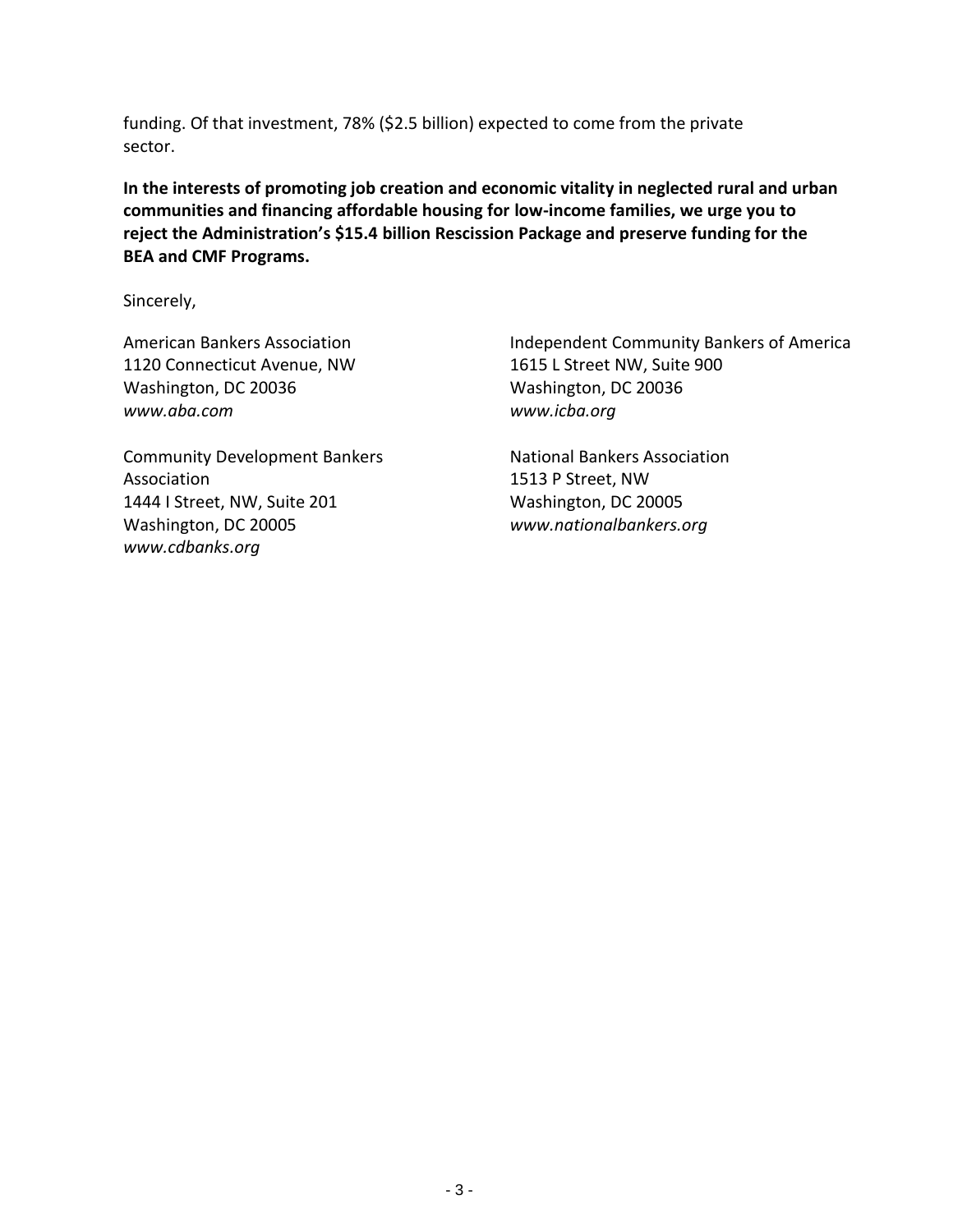funding. Of that investment, 78% ($2.5 billion) expected to come from the private sector.

**In the interests of promoting job creation and economic vitality in neglected rural and urban communities and financing affordable housing for low-income families, we urge you to reject the Administration's $15.4 billion Rescission Package and preserve funding for the BEA and CMF Programs.**

Sincerely,

American Bankers Association
1120 Connecticut Avenue, NW
Washington, DC 20036
*www.aba.com*

Community Development Bankers Association
1444 I Street, NW, Suite 201
Washington, DC 20005
*www.cdbanks.org*

Independent Community Bankers of America
1615 L Street NW, Suite 900
Washington, DC 20036
*www.icba.org*

National Bankers Association
1513 P Street, NW
Washington, DC 20005
*www.nationalbankers.org*